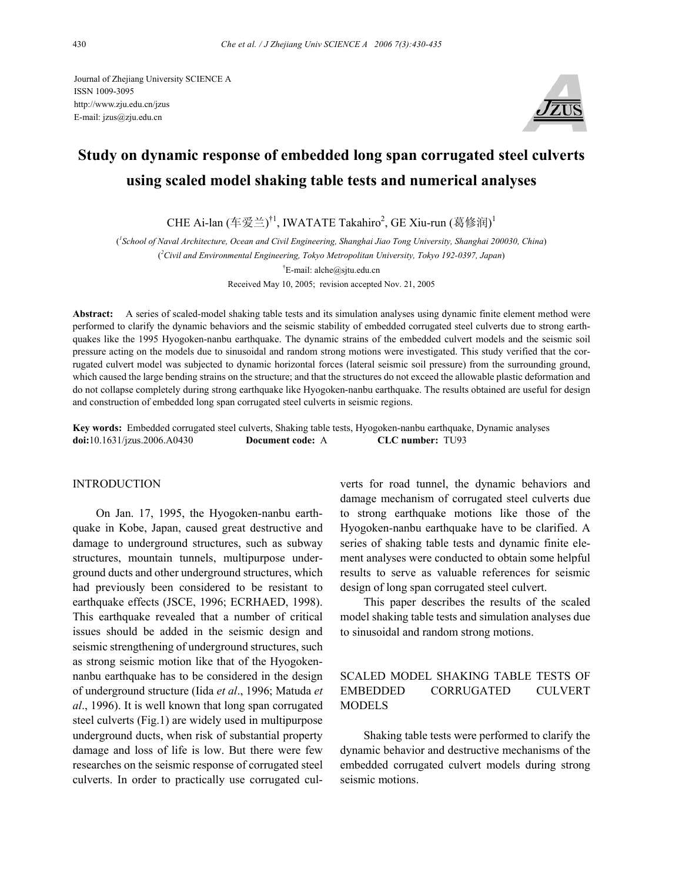Journal of Zhejiang University SCIENCE A
ISSN 1009-3095
http://www.zju.edu.cn/jzus
E-mail: jzus@zju.edu.cn

# Study on dynamic response of embedded long span corrugated steel culverts using scaled model shaking table tests and numerical analyses

CHE Ai-lan (车爱兰)[†1], IWATATE Takahiro[2], GE Xiu-run (葛修润)[1]

([1]*School of Naval Architecture, Ocean and Civil Engineering, Shanghai Jiao Tong University, Shanghai 200030, China*)

([2]*Civil and Environmental Engineering, Tokyo Metropolitan University, Tokyo 192-0397, Japan*)

[†]E-mail: alche@sjtu.edu.cn

Received May 10, 2005; revision accepted Nov. 21, 2005

**Abstract:** A series of scaled-model shaking table tests and its simulation analyses using dynamic finite element method were performed to clarify the dynamic behaviors and the seismic stability of embedded corrugated steel culverts due to strong earthquakes like the 1995 Hyogoken-nanbu earthquake. The dynamic strains of the embedded culvert models and the seismic soil pressure acting on the models due to sinusoidal and random strong motions were investigated. This study verified that the corrugated culvert model was subjected to dynamic horizontal forces (lateral seismic soil pressure) from the surrounding ground, which caused the large bending strains on the structure; and that the structures do not exceed the allowable plastic deformation and do not collapse completely during strong earthquake like Hyogoken-nanbu earthquake. The results obtained are useful for design and construction of embedded long span corrugated steel culverts in seismic regions.

**Key words:** Embedded corrugated steel culverts, Shaking table tests, Hyogoken-nanbu earthquake, Dynamic analyses
**doi:**10.1631/jzus.2006.A0430 **Document code:** A **CLC number:** TU93

## INTRODUCTION

On Jan. 17, 1995, the Hyogoken-nanbu earthquake in Kobe, Japan, caused great destructive and damage to underground structures, such as subway structures, mountain tunnels, multipurpose underground ducts and other underground structures, which had previously been considered to be resistant to earthquake effects (JSCE, 1996; ECRHAED, 1998). This earthquake revealed that a number of critical issues should be added in the seismic design and seismic strengthening of underground structures, such as strong seismic motion like that of the Hyogoken-nanbu earthquake has to be considered in the design of underground structure (Iida *et al*., 1996; Matuda *et al*., 1996). It is well known that long span corrugated steel culverts (Fig.1) are widely used in multipurpose underground ducts, when risk of substantial property damage and loss of life is low. But there were few researches on the seismic response of corrugated steel culverts. In order to practically use corrugated culverts for road tunnel, the dynamic behaviors and damage mechanism of corrugated steel culverts due to strong earthquake motions like those of the Hyogoken-nanbu earthquake have to be clarified. A series of shaking table tests and dynamic finite element analyses were conducted to obtain some helpful results to serve as valuable references for seismic design of long span corrugated steel culvert.

This paper describes the results of the scaled model shaking table tests and simulation analyses due to sinusoidal and random strong motions.

## SCALED MODEL SHAKING TABLE TESTS OF EMBEDDED CORRUGATED CULVERT MODELS

Shaking table tests were performed to clarify the dynamic behavior and destructive mechanisms of the embedded corrugated culvert models during strong seismic motions.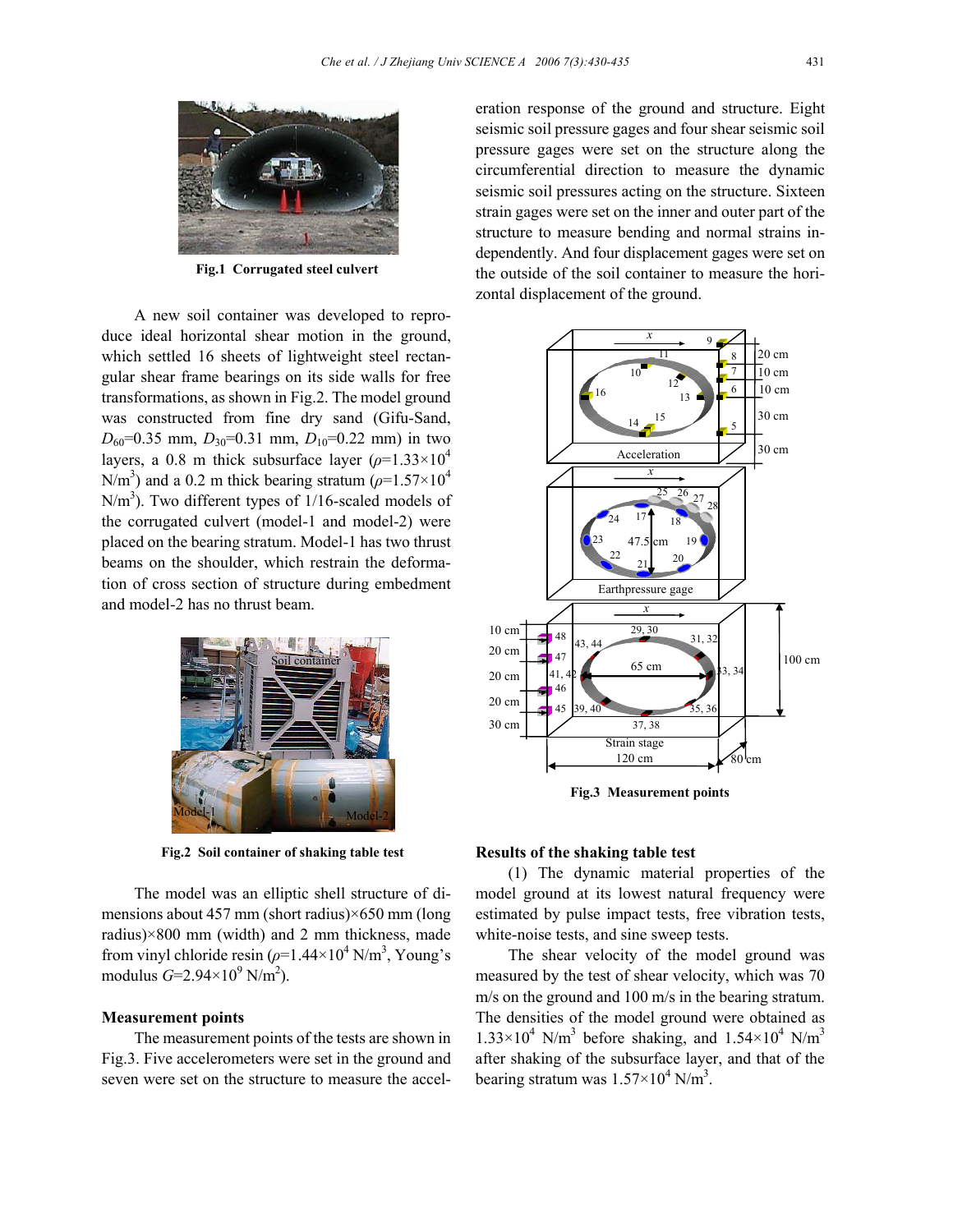Fig.1 Corrugated steel culvert

A new soil container was developed to reproduce ideal horizontal shear motion in the ground, which settled 16 sheets of lightweight steel rectangular shear frame bearings on its side walls for free transformations, as shown in Fig.2. The model ground was constructed from fine dry sand (Gifu-Sand, $D_{60}$=0.35 mm, $D_{30}$=0.31 mm, $D_{10}$=0.22 mm) in two layers, a 0.8 m thick subsurface layer ($\rho$=1.33×$10^4$ N/$m^3$) and a 0.2 m thick bearing stratum ($\rho$=1.57×$10^4$ N/$m^3$). Two different types of 1/16-scaled models of the corrugated culvert (model-1 and model-2) were placed on the bearing stratum. Model-1 has two thrust beams on the shoulder, which restrain the deformation of cross section of structure during embedment and model-2 has no thrust beam.

Soil container

Model-1

Model-2

Fig.2 Soil container of shaking table test

The model was an elliptic shell structure of dimensions about 457 mm (short radius)×650 mm (long radius)×800 mm (width) and 2 mm thickness, made from vinyl chloride resin ($\rho$=1.44×$10^4$ N/$m^3$, Young's modulus $G$=2.94×$10^9$ N/$m^2$).

## Measurement points

The measurement points of the tests are shown in Fig.3. Five accelerometers were set in the ground and seven were set on the structure to measure the acceleration response of the ground and structure. Eight seismic soil pressure gages and four shear seismic soil pressure gages were set on the structure along the circumferential direction to measure the dynamic seismic soil pressures acting on the structure. Sixteen strain gages were set on the inner and outer part of the structure to measure bending and normal strains independently. And four displacement gages were set on the outside of the soil container to measure the horizontal displacement of the ground.

x
9
8
7
6
5
10
11
12
13
14
15
16
20 cm
10 cm
10 cm
30 cm
30 cm
Acceleration

x
17
18
19
20
21
22
23
24
25
26
27
28
47.5 cm
Earthpressure gage

x
10 cm
20 cm
20 cm
20 cm
30 cm
48
47
46
45
43, 44
29, 30
31, 32
41, 42
65 cm
33, 34
39, 40
37, 38
35, 36
100 cm
Strain stage
120 cm
80 cm

Fig.3 Measurement points

## Results of the shaking table test

(1) The dynamic material properties of the model ground at its lowest natural frequency were estimated by pulse impact tests, free vibration tests, white-noise tests, and sine sweep tests.

The shear velocity of the model ground was measured by the test of shear velocity, which was 70 m/s on the ground and 100 m/s in the bearing stratum. The densities of the model ground were obtained as 1.33×$10^4$ N/$m^3$ before shaking, and 1.54×$10^4$ N/$m^3$ after shaking of the subsurface layer, and that of the bearing stratum was 1.57×$10^4$ N/$m^3$.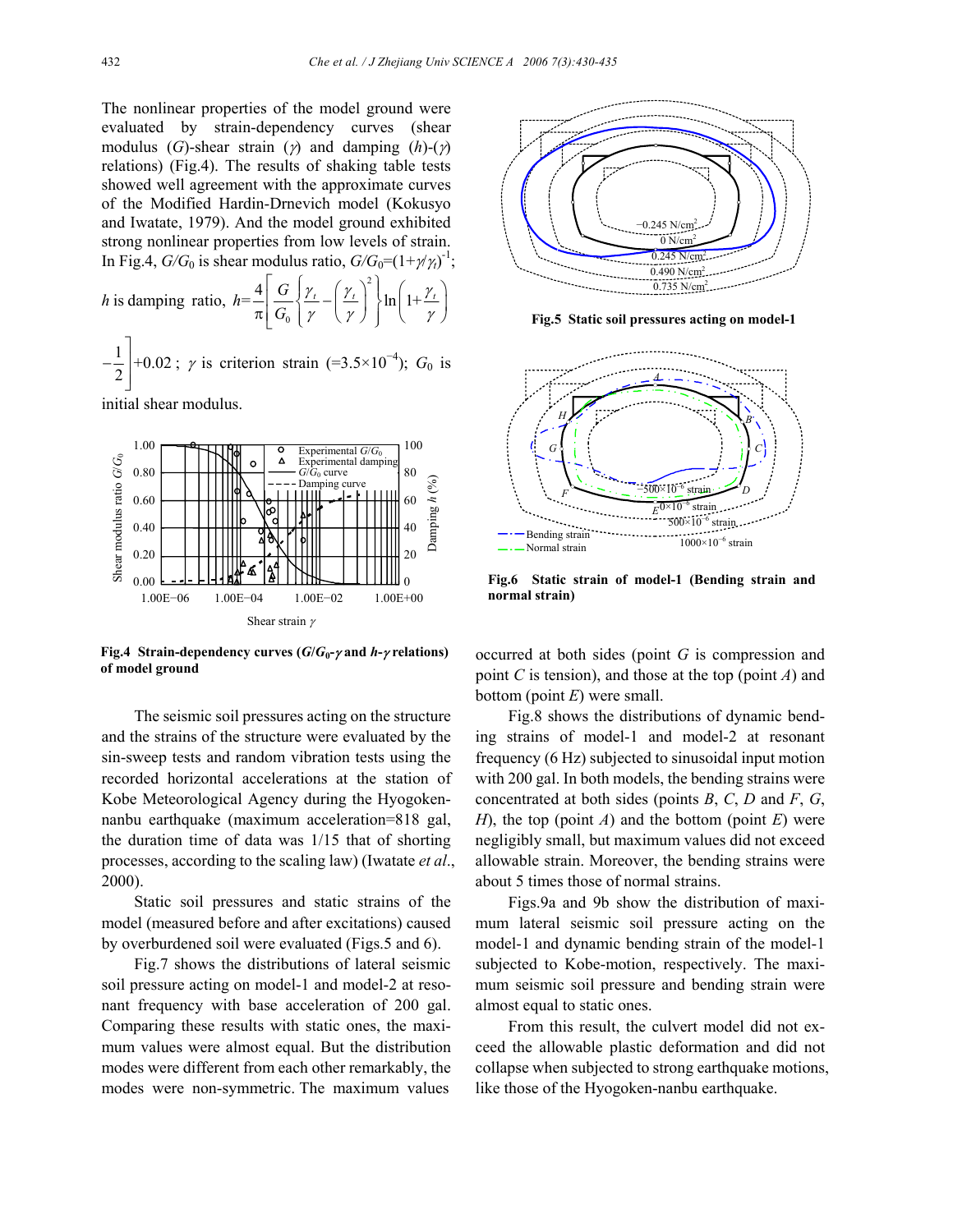The nonlinear properties of the model ground were evaluated by strain-dependency curves (shear modulus ($G$)-shear strain ($\gamma$) and damping ($h$)-($\gamma$) relations) (Fig.4). The results of shaking table tests showed well agreement with the approximate curves of the Modified Hardin-Drnevich model (Kokusyo and Iwatate, 1979). And the model ground exhibited strong nonlinear properties from low levels of strain. In Fig.4, $G/G_0$ is shear modulus ratio, $G/G_0=(1+\gamma/\gamma_t)^{-1}$; $h$ is damping ratio, $h=\frac{4}{\pi}\left[\frac{G}{G_0}\left\{\frac{\gamma_t}{\gamma}-\left(\frac{\gamma_t}{\gamma}\right)^2\right\}\ln\left(1+\frac{\gamma_t}{\gamma}\right)-\frac{1}{2}\right]+0.02$; $\gamma$ is criterion strain ($=3.5\times10^{-4}$); $G_0$ is initial shear modulus.

Shear modulus ratio $G/G_0$
1.00
0.80
0.60
0.40
0.20
0.00
Damping $h$ (%)
100
80
60
40
20
0
1.00E−06
1.00E−04
1.00E−02
1.00E+00
Shear strain $\gamma$
Experimental $G/G_0$
Experimental damping
$G/G_0$ curve
Damping curve

**Fig.4 Strain-dependency curves ($G/G_0$-$\gamma$ and $h$-$\gamma$ relations) of model ground**

The seismic soil pressures acting on the structure and the strains of the structure were evaluated by the sin-sweep tests and random vibration tests using the recorded horizontal accelerations at the station of Kobe Meteorological Agency during the Hyogoken-nanbu earthquake (maximum acceleration=818 gal, the duration time of data was 1/15 that of shorting processes, according to the scaling law) (Iwatate *et al*., 2000).

Static soil pressures and static strains of the model (measured before and after excitations) caused by overburdened soil were evaluated (Figs.5 and 6).

Fig.7 shows the distributions of lateral seismic soil pressure acting on model-1 and model-2 at resonant frequency with base acceleration of 200 gal. Comparing these results with static ones, the maximum values were almost equal. But the distribution modes were different from each other remarkably, the modes were non-symmetric. The maximum values

−0.245 N/cm$^2$
0 N/cm$^2$
0.245 N/cm$^2$
0.490 N/cm$^2$
0.735 N/cm$^2$

**Fig.5 Static soil pressures acting on model-1**

A
B
C
D
E
F
G
H
−500×10$^{-6}$ strain
0×10$^{-6}$ strain
500×10$^{-6}$ strain
1000×10$^{-6}$ strain
Bending strain
Normal strain

**Fig.6 Static strain of model-1 (Bending strain and normal strain)**

occurred at both sides (point $G$ is compression and point $C$ is tension), and those at the top (point $A$) and bottom (point $E$) were small.

Fig.8 shows the distributions of dynamic bending strains of model-1 and model-2 at resonant frequency (6 Hz) subjected to sinusoidal input motion with 200 gal. In both models, the bending strains were concentrated at both sides (points $B$, $C$, $D$ and $F$, $G$, $H$), the top (point $A$) and the bottom (point $E$) were negligibly small, but maximum values did not exceed allowable strain. Moreover, the bending strains were about 5 times those of normal strains.

Figs.9a and 9b show the distribution of maximum lateral seismic soil pressure acting on the model-1 and dynamic bending strain of the model-1 subjected to Kobe-motion, respectively. The maximum seismic soil pressure and bending strain were almost equal to static ones.

From this result, the culvert model did not exceed the allowable plastic deformation and did not collapse when subjected to strong earthquake motions, like those of the Hyogoken-nanbu earthquake.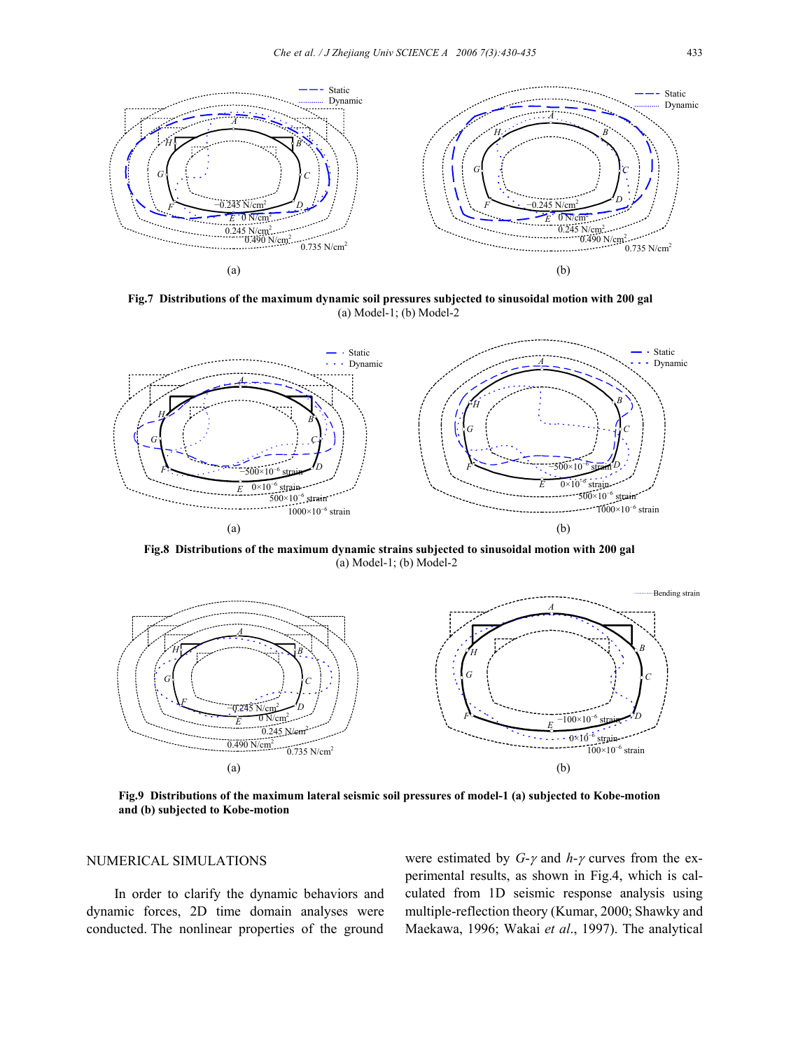Static

Dynamic

A

H

B

G

C

F

D

−0.245 N/cm²

E

0 N/cm²

0.245 N/cm²

0.490 N/cm²

0.735 N/cm²

(a)

Static

Dynamic

A

H

B

G

C

F

D

−0.245 N/cm²

E

0 N/cm²

0.245 N/cm²

0.490 N/cm²

0.735 N/cm²

(b)

**Fig.7 Distributions of the maximum dynamic soil pressures subjected to sinusoidal motion with 200 gal**
(a) Model-1; (b) Model-2

Static

Dynamic

A

H

B

G

C

F

D

−500×10⁻⁶ strain

E

0×10⁻⁶ strain

500×10⁻⁶ strain

1000×10⁻⁶ strain

(a)

Static

Dynamic

A

H

B

G

C

F

D

−500×10⁻⁶ strain

E

0×10⁻⁶ strain

500×10⁻⁶ strain

1000×10⁻⁶ strain

(b)

**Fig.8 Distributions of the maximum dynamic strains subjected to sinusoidal motion with 200 gal**
(a) Model-1; (b) Model-2

A

H

B

G

C

F

D

−0.245 N/cm²

E

0 N/cm²

0.245 N/cm²

0.490 N/cm²

0.735 N/cm²

(a)

Bending strain

A

H

B

G

C

F

D

E

−100×10⁻⁶ strain

0×10⁻⁶ strain

100×10⁻⁶ strain

(b)

**Fig.9 Distributions of the maximum lateral seismic soil pressures of model-1 (a) subjected to Kobe-motion and (b) subjected to Kobe-motion**

NUMERICAL SIMULATIONS

In order to clarify the dynamic behaviors and dynamic forces, 2D time domain analyses were conducted. The nonlinear properties of the ground were estimated by $G$-$\gamma$ and $h$-$\gamma$ curves from the experimental results, as shown in Fig.4, which is calculated from 1D seismic response analysis using multiple-reflection theory (Kumar, 2000; Shawky and Maekawa, 1996; Wakai *et al*., 1997). The analytical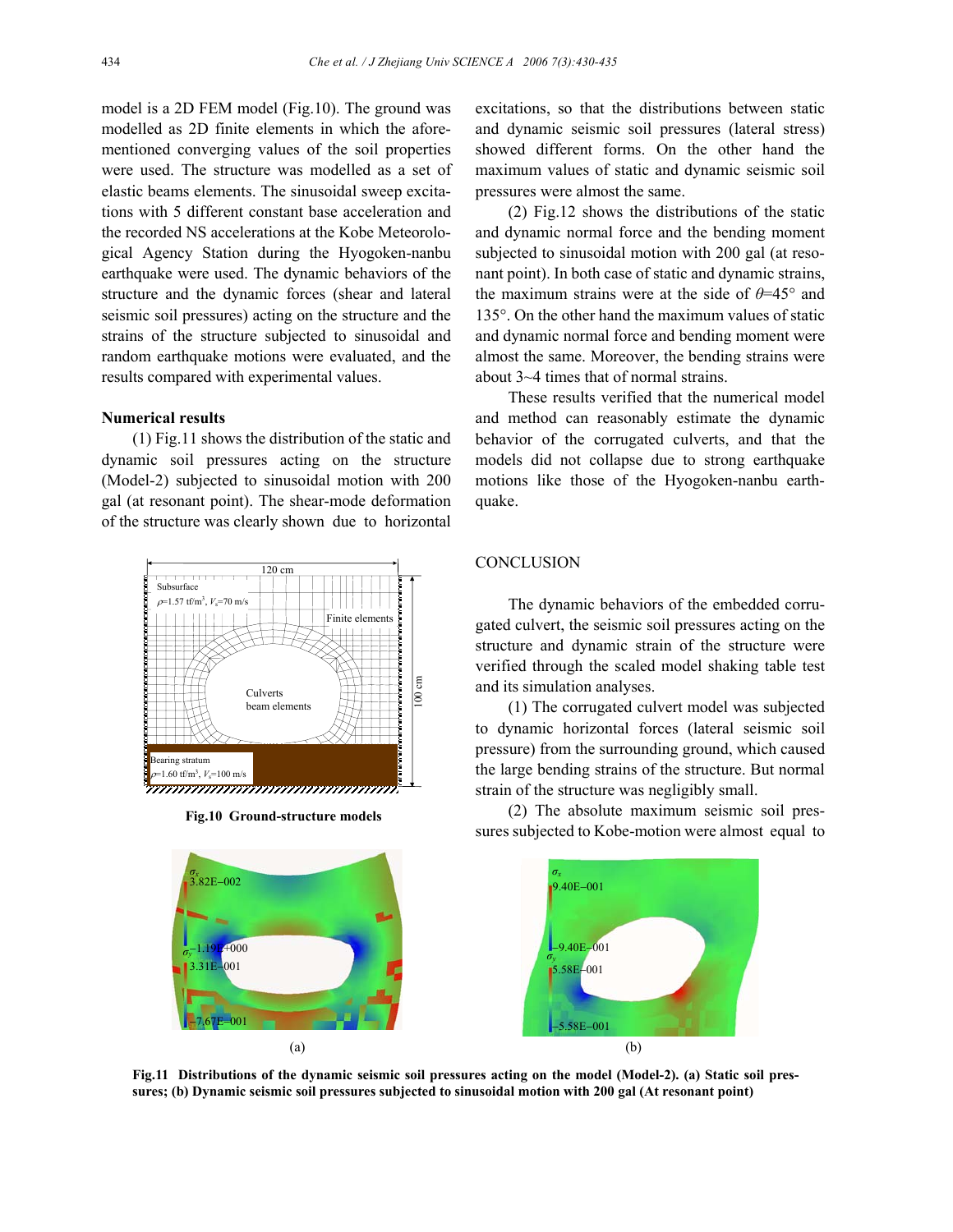model is a 2D FEM model (Fig.10). The ground was modelled as 2D finite elements in which the aforementioned converging values of the soil properties were used. The structure was modelled as a set of elastic beams elements. The sinusoidal sweep excitations with 5 different constant base acceleration and the recorded NS accelerations at the Kobe Meteorological Agency Station during the Hyogoken-nanbu earthquake were used. The dynamic behaviors of the structure and the dynamic forces (shear and lateral seismic soil pressures) acting on the structure and the strains of the structure subjected to sinusoidal and random earthquake motions were evaluated, and the results compared with experimental values.

**Numerical results**

(1) Fig.11 shows the distribution of the static and dynamic soil pressures acting on the structure (Model-2) subjected to sinusoidal motion with 200 gal (at resonant point). The shear-mode deformation of the structure was clearly shown due to horizontal excitations, so that the distributions between static and dynamic seismic soil pressures (lateral stress) showed different forms. On the other hand the maximum values of static and dynamic seismic soil pressures were almost the same.

(2) Fig.12 shows the distributions of the static and dynamic normal force and the bending moment subjected to sinusoidal motion with 200 gal (at resonant point). In both case of static and dynamic strains, the maximum strains were at the side of $\theta$=45° and 135°. On the other hand the maximum values of static and dynamic normal force and bending moment were almost the same. Moreover, the bending strains were about 3~4 times that of normal strains.

These results verified that the numerical model and method can reasonably estimate the dynamic behavior of the corrugated culverts, and that the models did not collapse due to strong earthquake motions like those of the Hyogoken-nanbu earthquake.

120 cm

Subsurface

$\rho$=1.57 tf/m$^3$, $V_s$=70 m/s

Finite elements

Culverts

beam elements

100 cm

Bearing stratum

$\rho$=1.60 tf/m$^3$, $V_s$=100 m/s

**Fig.10 Ground-structure models**

$\sigma_x$ 3.82E−002

−1.19E+000

$\sigma_y$ 3.31E−001

−7.67E−001

(a)

$\sigma_x$ 9.40E−001

−9.40E−001

$\sigma_y$ 5.58E−001

−5.58E−001

(b)

**Fig.11 Distributions of the dynamic seismic soil pressures acting on the model (Model-2). (a) Static soil pressures; (b) Dynamic seismic soil pressures subjected to sinusoidal motion with 200 gal (At resonant point)**

## CONCLUSION

The dynamic behaviors of the embedded corrugated culvert, the seismic soil pressures acting on the structure and dynamic strain of the structure were verified through the scaled model shaking table test and its simulation analyses.

(1) The corrugated culvert model was subjected to dynamic horizontal forces (lateral seismic soil pressure) from the surrounding ground, which caused the large bending strains of the structure. But normal strain of the structure was negligibly small.

(2) The absolute maximum seismic soil pressures subjected to Kobe-motion were almost equal to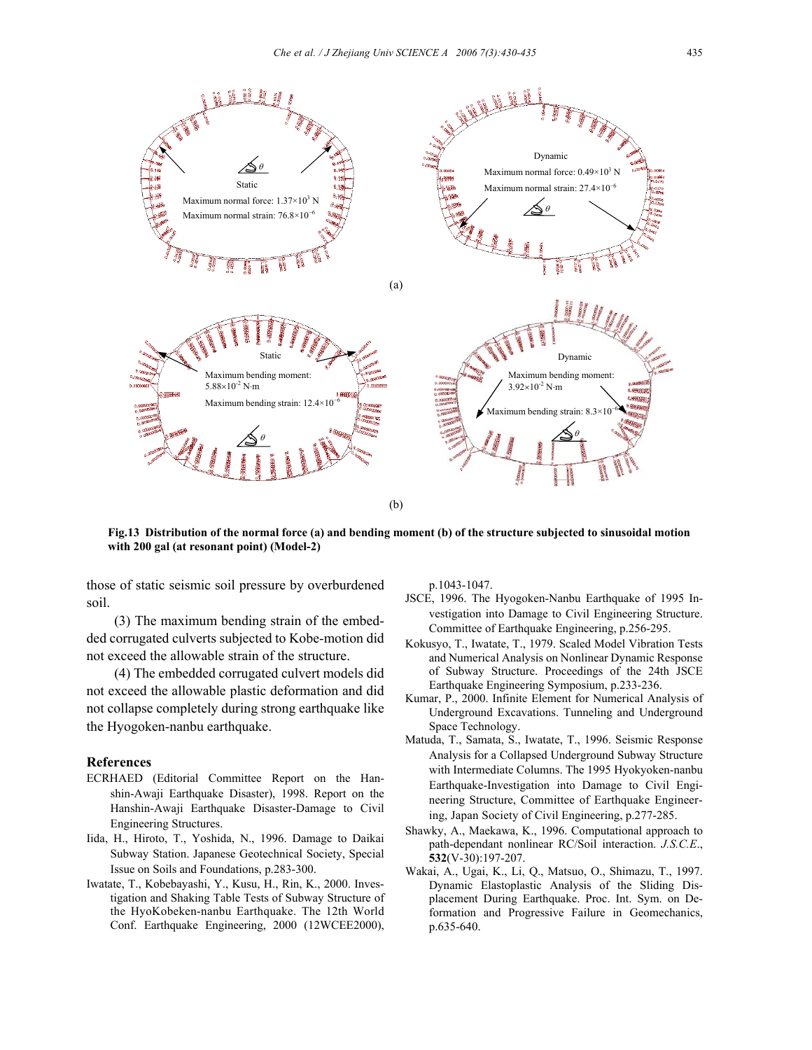Static

Maximum normal force: $1.37\times10^3$ N

Maximum normal strain: $76.8\times10^{-6}$

Dynamic

Maximum normal force: $0.49\times10^3$ N

Maximum normal strain: $27.4\times10^{-6}$

(a)

Static

Maximum bending moment: $5.88\times10^{-2}$ N·m

Maximum bending strain: $12.4\times10^{-6}$

Dynamic

Maximum bending moment: $3.92\times10^{-2}$ N·m

Maximum bending strain: $8.3\times10^{-6}$

(b)

**Fig.13 Distribution of the normal force (a) and bending moment (b) of the structure subjected to sinusoidal motion with 200 gal (at resonant point) (Model-2)**

those of static seismic soil pressure by overburdened soil.

(3) The maximum bending strain of the embedded corrugated culverts subjected to Kobe-motion did not exceed the allowable strain of the structure.

(4) The embedded corrugated culvert models did not exceed the allowable plastic deformation and did not collapse completely during strong earthquake like the Hyogoken-nanbu earthquake.

## References

ECRHAED (Editorial Committee Report on the Hanshin-Awaji Earthquake Disaster), 1998. Report on the Hanshin-Awaji Earthquake Disaster-Damage to Civil Engineering Structures.

Iida, H., Hiroto, T., Yoshida, N., 1996. Damage to Daikai Subway Station. Japanese Geotechnical Society, Special Issue on Soils and Foundations, p.283-300.

Iwatate, T., Kobebayashi, Y., Kusu, H., Rin, K., 2000. Investigation and Shaking Table Tests of Subway Structure of the HyoKobeken-nanbu Earthquake. The 12th World Conf. Earthquake Engineering, 2000 (12WCEE2000), p.1043-1047.

JSCE, 1996. The Hyogoken-Nanbu Earthquake of 1995 Investigation into Damage to Civil Engineering Structure. Committee of Earthquake Engineering, p.256-295.

Kokusyo, T., Iwatate, T., 1979. Scaled Model Vibration Tests and Numerical Analysis on Nonlinear Dynamic Response of Subway Structure. Proceedings of the 24th JSCE Earthquake Engineering Symposium, p.233-236.

Kumar, P., 2000. Infinite Element for Numerical Analysis of Underground Excavations. Tunneling and Underground Space Technology.

Matuda, T., Samata, S., Iwatate, T., 1996. Seismic Response Analysis for a Collapsed Underground Subway Structure with Intermediate Columns. The 1995 Hyokyoken-nanbu Earthquake-Investigation into Damage to Civil Engineering Structure, Committee of Earthquake Engineering, Japan Society of Civil Engineering, p.277-285.

Shawky, A., Maekawa, K., 1996. Computational approach to path-dependant nonlinear RC/Soil interaction. *J.S.C.E.*, **532**(V-30):197-207.

Wakai, A., Ugai, K., Li, Q., Matsuo, O., Shimazu, T., 1997. Dynamic Elastoplastic Analysis of the Sliding Displacement During Earthquake. Proc. Int. Sym. on Deformation and Progressive Failure in Geomechanics, p.635-640.